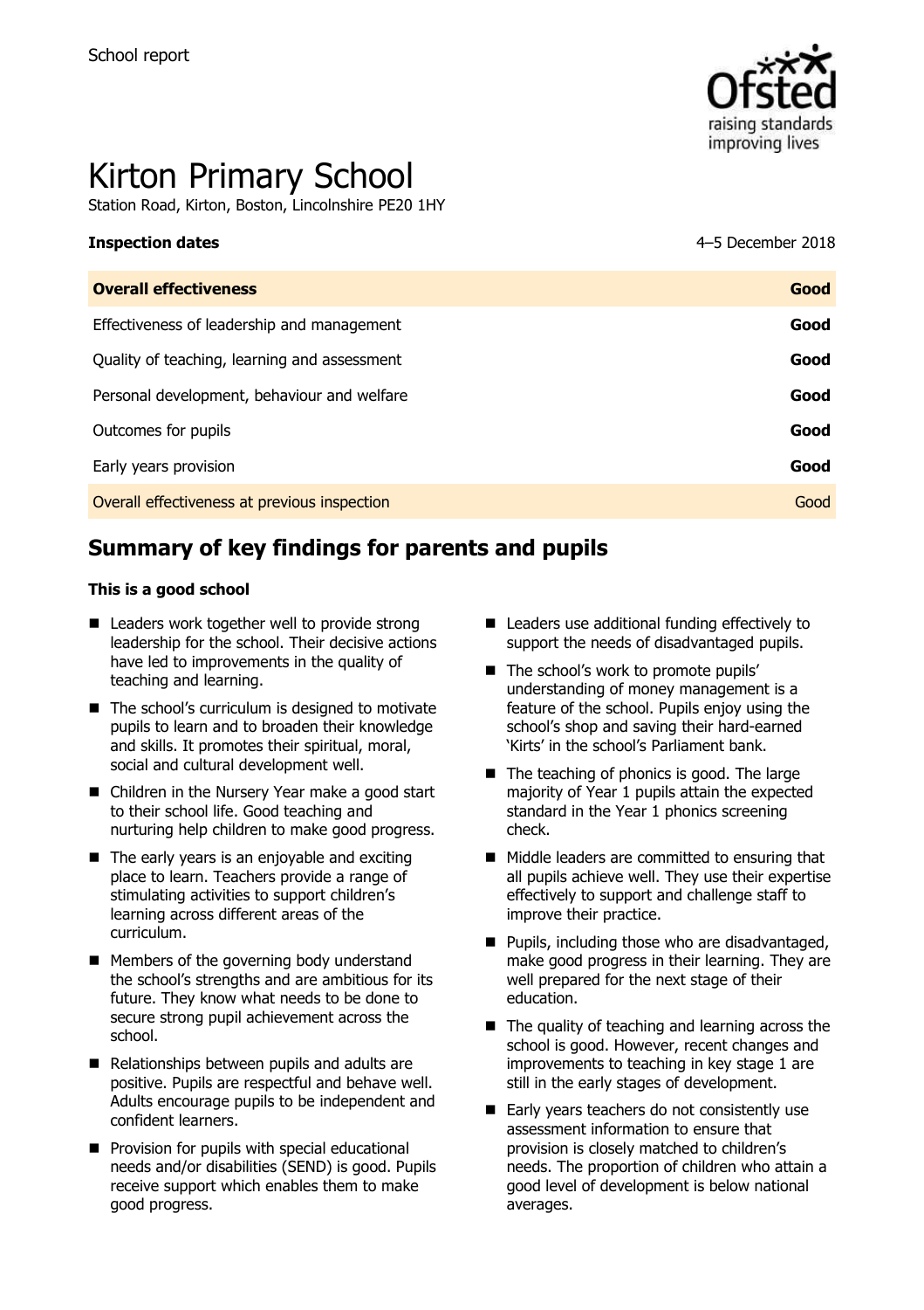School report

# Kirton Primary School

Station Road, Kirton, Boston, Lincolnshire PE20 1HY

**Inspection dates** 4–5 December 2018

| **Overall effectiveness** | **Good** |
| --- | --- |
| Effectiveness of leadership and management | **Good** |
| Quality of teaching, learning and assessment | **Good** |
| Personal development, behaviour and welfare | **Good** |
| Outcomes for pupils | **Good** |
| Early years provision | **Good** |
| Overall effectiveness at previous inspection | Good |

## Summary of key findings for parents and pupils

**This is a good school**

- Leaders work together well to provide strong leadership for the school. Their decisive actions have led to improvements in the quality of teaching and learning.
- The school's curriculum is designed to motivate pupils to learn and to broaden their knowledge and skills. It promotes their spiritual, moral, social and cultural development well.
- Children in the Nursery Year make a good start to their school life. Good teaching and nurturing help children to make good progress.
- The early years is an enjoyable and exciting place to learn. Teachers provide a range of stimulating activities to support children's learning across different areas of the curriculum.
- Members of the governing body understand the school's strengths and are ambitious for its future. They know what needs to be done to secure strong pupil achievement across the school.
- Relationships between pupils and adults are positive. Pupils are respectful and behave well. Adults encourage pupils to be independent and confident learners.
- Provision for pupils with special educational needs and/or disabilities (SEND) is good. Pupils receive support which enables them to make good progress.
- Leaders use additional funding effectively to support the needs of disadvantaged pupils.
- The school's work to promote pupils' understanding of money management is a feature of the school. Pupils enjoy using the school's shop and saving their hard-earned 'Kirts' in the school's Parliament bank.
- The teaching of phonics is good. The large majority of Year 1 pupils attain the expected standard in the Year 1 phonics screening check.
- Middle leaders are committed to ensuring that all pupils achieve well. They use their expertise effectively to support and challenge staff to improve their practice.
- Pupils, including those who are disadvantaged, make good progress in their learning. They are well prepared for the next stage of their education.
- The quality of teaching and learning across the school is good. However, recent changes and improvements to teaching in key stage 1 are still in the early stages of development.
- Early years teachers do not consistently use assessment information to ensure that provision is closely matched to children's needs. The proportion of children who attain a good level of development is below national averages.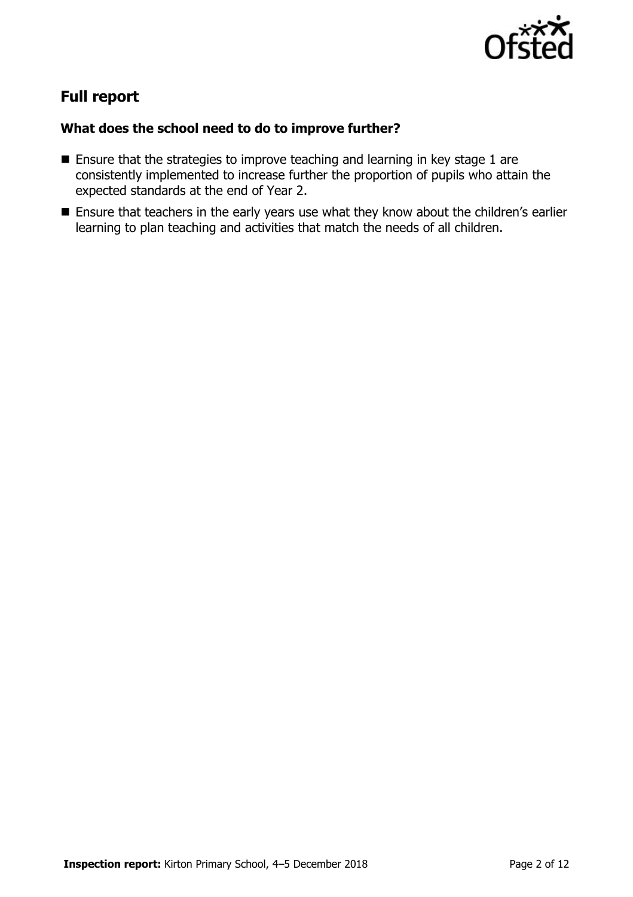## Full report

### What does the school need to do to improve further?

- Ensure that the strategies to improve teaching and learning in key stage 1 are consistently implemented to increase further the proportion of pupils who attain the expected standards at the end of Year 2.
- Ensure that teachers in the early years use what they know about the children's earlier learning to plan teaching and activities that match the needs of all children.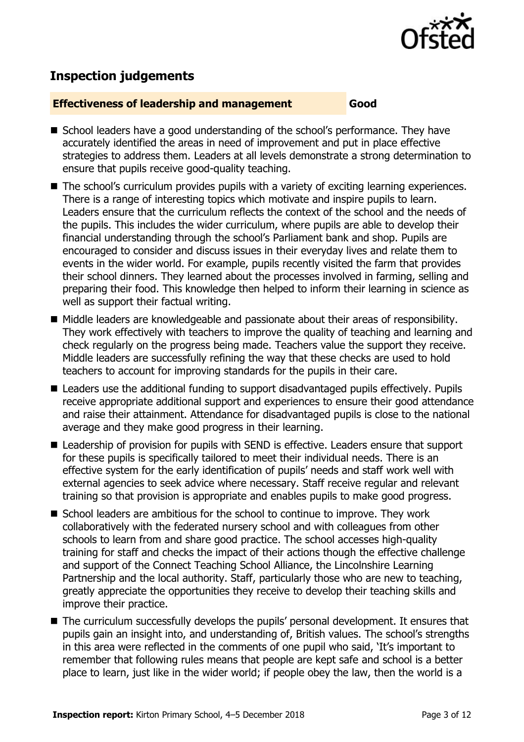## Inspection judgements

**Effectiveness of leadership and management** **Good**

- School leaders have a good understanding of the school's performance. They have accurately identified the areas in need of improvement and put in place effective strategies to address them. Leaders at all levels demonstrate a strong determination to ensure that pupils receive good-quality teaching.
- The school's curriculum provides pupils with a variety of exciting learning experiences. There is a range of interesting topics which motivate and inspire pupils to learn. Leaders ensure that the curriculum reflects the context of the school and the needs of the pupils. This includes the wider curriculum, where pupils are able to develop their financial understanding through the school's Parliament bank and shop. Pupils are encouraged to consider and discuss issues in their everyday lives and relate them to events in the wider world. For example, pupils recently visited the farm that provides their school dinners. They learned about the processes involved in farming, selling and preparing their food. This knowledge then helped to inform their learning in science as well as support their factual writing.
- Middle leaders are knowledgeable and passionate about their areas of responsibility. They work effectively with teachers to improve the quality of teaching and learning and check regularly on the progress being made. Teachers value the support they receive. Middle leaders are successfully refining the way that these checks are used to hold teachers to account for improving standards for the pupils in their care.
- Leaders use the additional funding to support disadvantaged pupils effectively. Pupils receive appropriate additional support and experiences to ensure their good attendance and raise their attainment. Attendance for disadvantaged pupils is close to the national average and they make good progress in their learning.
- Leadership of provision for pupils with SEND is effective. Leaders ensure that support for these pupils is specifically tailored to meet their individual needs. There is an effective system for the early identification of pupils' needs and staff work well with external agencies to seek advice where necessary. Staff receive regular and relevant training so that provision is appropriate and enables pupils to make good progress.
- School leaders are ambitious for the school to continue to improve. They work collaboratively with the federated nursery school and with colleagues from other schools to learn from and share good practice. The school accesses high-quality training for staff and checks the impact of their actions though the effective challenge and support of the Connect Teaching School Alliance, the Lincolnshire Learning Partnership and the local authority. Staff, particularly those who are new to teaching, greatly appreciate the opportunities they receive to develop their teaching skills and improve their practice.
- The curriculum successfully develops the pupils' personal development. It ensures that pupils gain an insight into, and understanding of, British values. The school's strengths in this area were reflected in the comments of one pupil who said, 'It's important to remember that following rules means that people are kept safe and school is a better place to learn, just like in the wider world; if people obey the law, then the world is a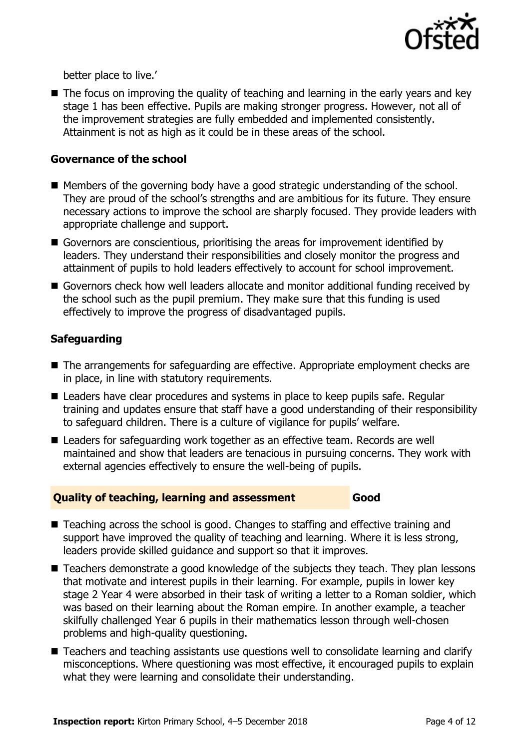better place to live.'

- The focus on improving the quality of teaching and learning in the early years and key stage 1 has been effective. Pupils are making stronger progress. However, not all of the improvement strategies are fully embedded and implemented consistently. Attainment is not as high as it could be in these areas of the school.

### Governance of the school

- Members of the governing body have a good strategic understanding of the school. They are proud of the school's strengths and are ambitious for its future. They ensure necessary actions to improve the school are sharply focused. They provide leaders with appropriate challenge and support.
- Governors are conscientious, prioritising the areas for improvement identified by leaders. They understand their responsibilities and closely monitor the progress and attainment of pupils to hold leaders effectively to account for school improvement.
- Governors check how well leaders allocate and monitor additional funding received by the school such as the pupil premium. They make sure that this funding is used effectively to improve the progress of disadvantaged pupils.

### Safeguarding

- The arrangements for safeguarding are effective. Appropriate employment checks are in place, in line with statutory requirements.
- Leaders have clear procedures and systems in place to keep pupils safe. Regular training and updates ensure that staff have a good understanding of their responsibility to safeguard children. There is a culture of vigilance for pupils' welfare.
- Leaders for safeguarding work together as an effective team. Records are well maintained and show that leaders are tenacious in pursuing concerns. They work with external agencies effectively to ensure the well-being of pupils.

## Quality of teaching, learning and assessment — Good

- Teaching across the school is good. Changes to staffing and effective training and support have improved the quality of teaching and learning. Where it is less strong, leaders provide skilled guidance and support so that it improves.
- Teachers demonstrate a good knowledge of the subjects they teach. They plan lessons that motivate and interest pupils in their learning. For example, pupils in lower key stage 2 Year 4 were absorbed in their task of writing a letter to a Roman soldier, which was based on their learning about the Roman empire. In another example, a teacher skilfully challenged Year 6 pupils in their mathematics lesson through well-chosen problems and high-quality questioning.
- Teachers and teaching assistants use questions well to consolidate learning and clarify misconceptions. Where questioning was most effective, it encouraged pupils to explain what they were learning and consolidate their understanding.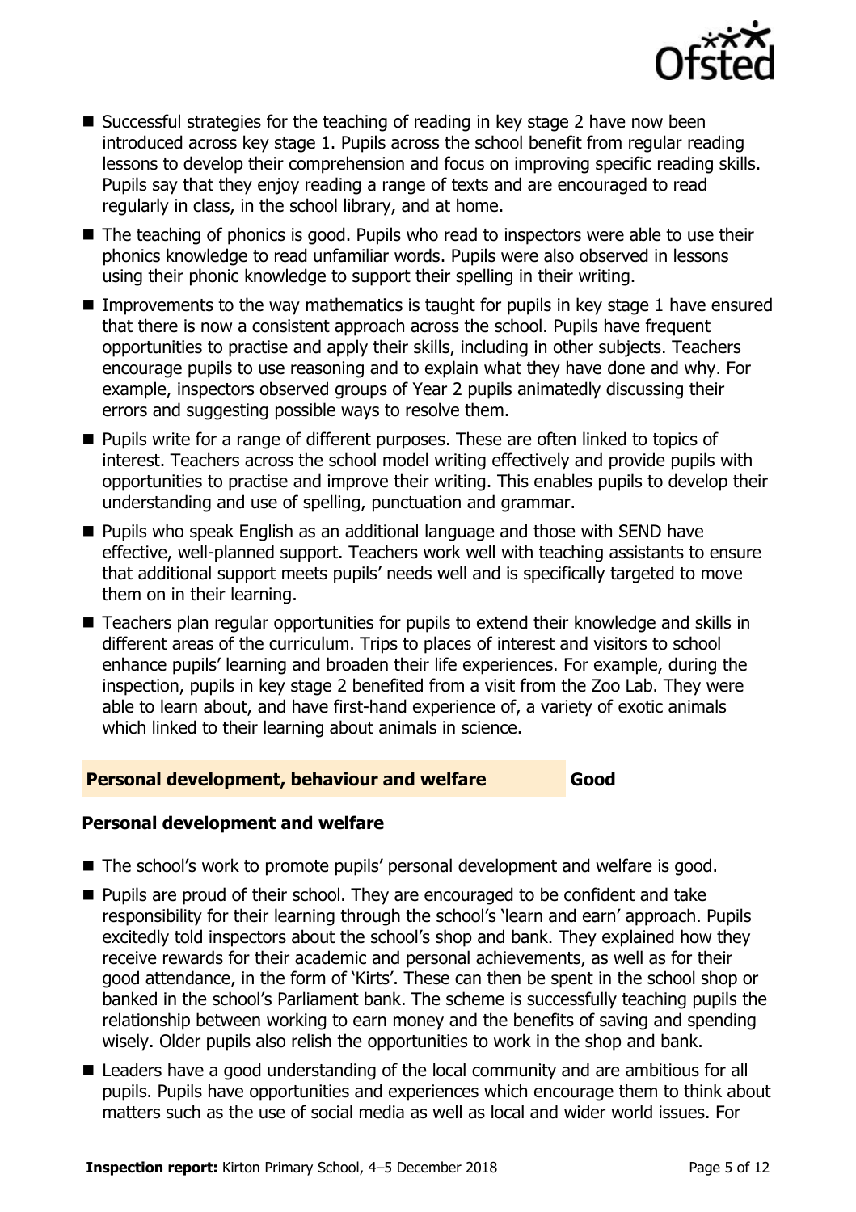- Successful strategies for the teaching of reading in key stage 2 have now been introduced across key stage 1. Pupils across the school benefit from regular reading lessons to develop their comprehension and focus on improving specific reading skills. Pupils say that they enjoy reading a range of texts and are encouraged to read regularly in class, in the school library, and at home.
- The teaching of phonics is good. Pupils who read to inspectors were able to use their phonics knowledge to read unfamiliar words. Pupils were also observed in lessons using their phonic knowledge to support their spelling in their writing.
- Improvements to the way mathematics is taught for pupils in key stage 1 have ensured that there is now a consistent approach across the school. Pupils have frequent opportunities to practise and apply their skills, including in other subjects. Teachers encourage pupils to use reasoning and to explain what they have done and why. For example, inspectors observed groups of Year 2 pupils animatedly discussing their errors and suggesting possible ways to resolve them.
- Pupils write for a range of different purposes. These are often linked to topics of interest. Teachers across the school model writing effectively and provide pupils with opportunities to practise and improve their writing. This enables pupils to develop their understanding and use of spelling, punctuation and grammar.
- Pupils who speak English as an additional language and those with SEND have effective, well-planned support. Teachers work well with teaching assistants to ensure that additional support meets pupils' needs well and is specifically targeted to move them on in their learning.
- Teachers plan regular opportunities for pupils to extend their knowledge and skills in different areas of the curriculum. Trips to places of interest and visitors to school enhance pupils' learning and broaden their life experiences. For example, during the inspection, pupils in key stage 2 benefited from a visit from the Zoo Lab. They were able to learn about, and have first-hand experience of, a variety of exotic animals which linked to their learning about animals in science.

## Personal development, behaviour and welfare — Good

### Personal development and welfare

- The school's work to promote pupils' personal development and welfare is good.
- Pupils are proud of their school. They are encouraged to be confident and take responsibility for their learning through the school's 'learn and earn' approach. Pupils excitedly told inspectors about the school's shop and bank. They explained how they receive rewards for their academic and personal achievements, as well as for their good attendance, in the form of 'Kirts'. These can then be spent in the school shop or banked in the school's Parliament bank. The scheme is successfully teaching pupils the relationship between working to earn money and the benefits of saving and spending wisely. Older pupils also relish the opportunities to work in the shop and bank.
- Leaders have a good understanding of the local community and are ambitious for all pupils. Pupils have opportunities and experiences which encourage them to think about matters such as the use of social media as well as local and wider world issues. For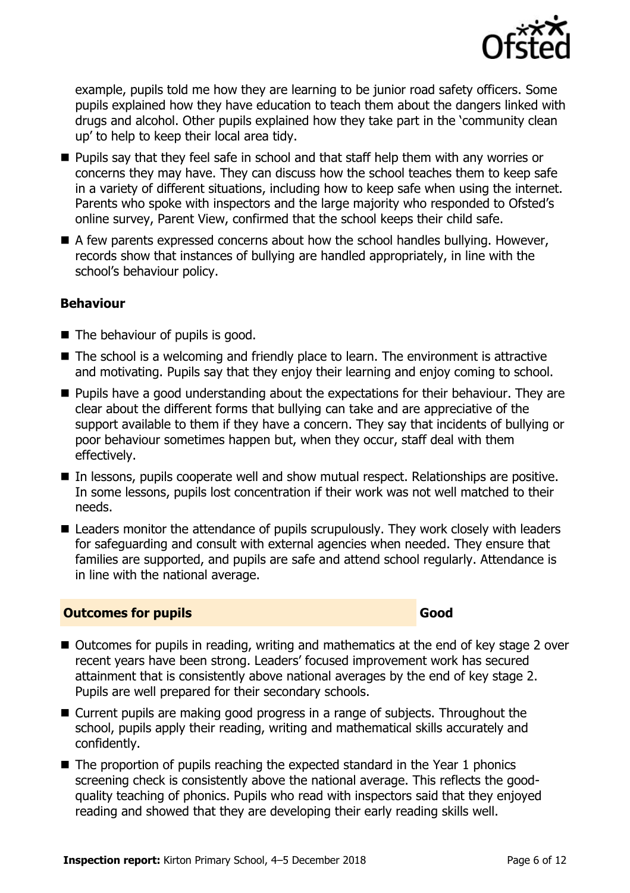example, pupils told me how they are learning to be junior road safety officers. Some pupils explained how they have education to teach them about the dangers linked with drugs and alcohol. Other pupils explained how they take part in the 'community clean up' to help to keep their local area tidy.

- Pupils say that they feel safe in school and that staff help them with any worries or concerns they may have. They can discuss how the school teaches them to keep safe in a variety of different situations, including how to keep safe when using the internet. Parents who spoke with inspectors and the large majority who responded to Ofsted's online survey, Parent View, confirmed that the school keeps their child safe.
- A few parents expressed concerns about how the school handles bullying. However, records show that instances of bullying are handled appropriately, in line with the school's behaviour policy.

### Behaviour

- The behaviour of pupils is good.
- The school is a welcoming and friendly place to learn. The environment is attractive and motivating. Pupils say that they enjoy their learning and enjoy coming to school.
- Pupils have a good understanding about the expectations for their behaviour. They are clear about the different forms that bullying can take and are appreciative of the support available to them if they have a concern. They say that incidents of bullying or poor behaviour sometimes happen but, when they occur, staff deal with them effectively.
- In lessons, pupils cooperate well and show mutual respect. Relationships are positive. In some lessons, pupils lost concentration if their work was not well matched to their needs.
- Leaders monitor the attendance of pupils scrupulously. They work closely with leaders for safeguarding and consult with external agencies when needed. They ensure that families are supported, and pupils are safe and attend school regularly. Attendance is in line with the national average.

## Outcomes for pupils — Good

- Outcomes for pupils in reading, writing and mathematics at the end of key stage 2 over recent years have been strong. Leaders' focused improvement work has secured attainment that is consistently above national averages by the end of key stage 2. Pupils are well prepared for their secondary schools.
- Current pupils are making good progress in a range of subjects. Throughout the school, pupils apply their reading, writing and mathematical skills accurately and confidently.
- The proportion of pupils reaching the expected standard in the Year 1 phonics screening check is consistently above the national average. This reflects the good-quality teaching of phonics. Pupils who read with inspectors said that they enjoyed reading and showed that they are developing their early reading skills well.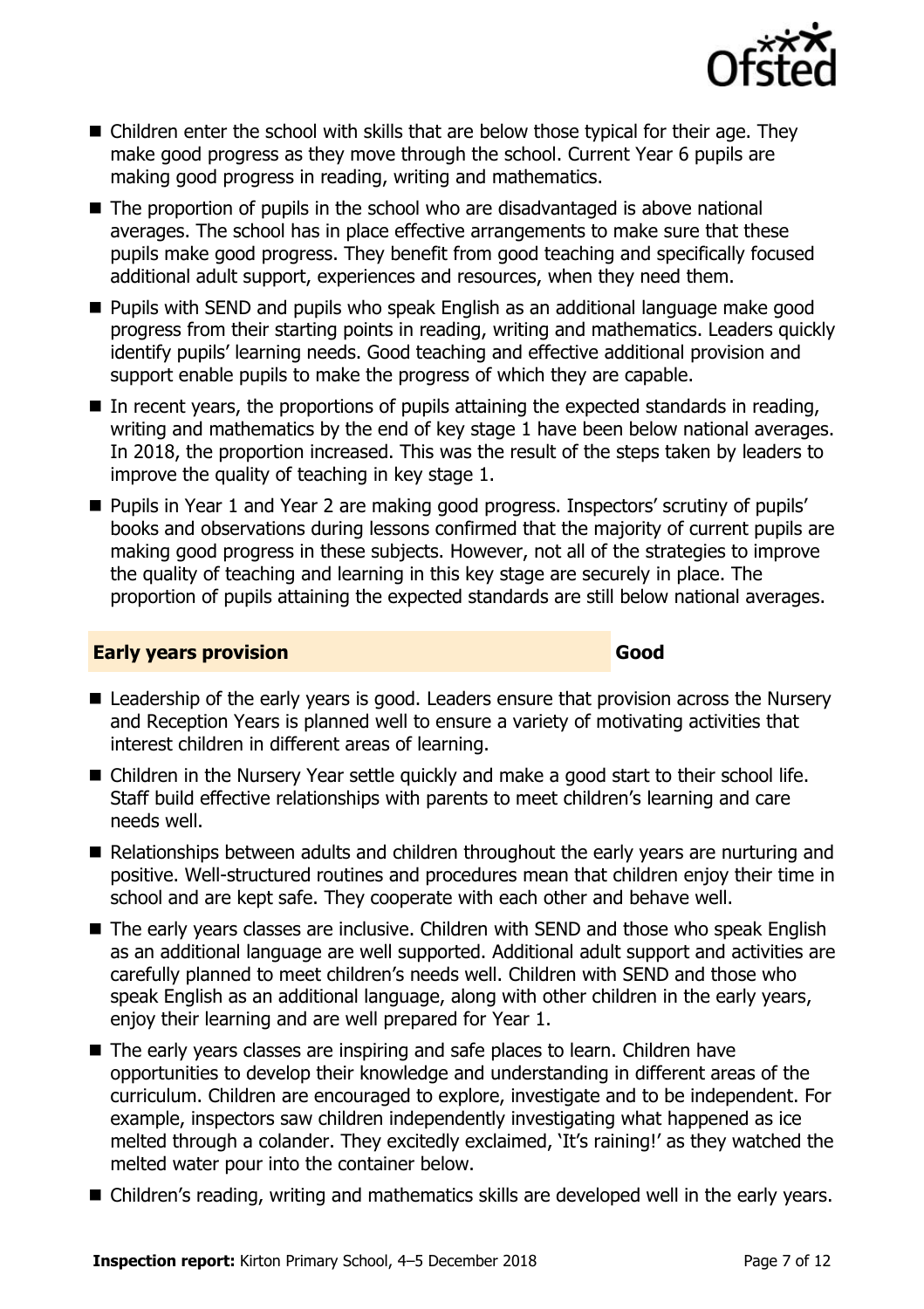- Children enter the school with skills that are below those typical for their age. They make good progress as they move through the school. Current Year 6 pupils are making good progress in reading, writing and mathematics.
- The proportion of pupils in the school who are disadvantaged is above national averages. The school has in place effective arrangements to make sure that these pupils make good progress. They benefit from good teaching and specifically focused additional adult support, experiences and resources, when they need them.
- Pupils with SEND and pupils who speak English as an additional language make good progress from their starting points in reading, writing and mathematics. Leaders quickly identify pupils' learning needs. Good teaching and effective additional provision and support enable pupils to make the progress of which they are capable.
- In recent years, the proportions of pupils attaining the expected standards in reading, writing and mathematics by the end of key stage 1 have been below national averages. In 2018, the proportion increased. This was the result of the steps taken by leaders to improve the quality of teaching in key stage 1.
- Pupils in Year 1 and Year 2 are making good progress. Inspectors' scrutiny of pupils' books and observations during lessons confirmed that the majority of current pupils are making good progress in these subjects. However, not all of the strategies to improve the quality of teaching and learning in this key stage are securely in place. The proportion of pupils attaining the expected standards are still below national averages.

## Early years provision — Good

- Leadership of the early years is good. Leaders ensure that provision across the Nursery and Reception Years is planned well to ensure a variety of motivating activities that interest children in different areas of learning.
- Children in the Nursery Year settle quickly and make a good start to their school life. Staff build effective relationships with parents to meet children's learning and care needs well.
- Relationships between adults and children throughout the early years are nurturing and positive. Well-structured routines and procedures mean that children enjoy their time in school and are kept safe. They cooperate with each other and behave well.
- The early years classes are inclusive. Children with SEND and those who speak English as an additional language are well supported. Additional adult support and activities are carefully planned to meet children's needs well. Children with SEND and those who speak English as an additional language, along with other children in the early years, enjoy their learning and are well prepared for Year 1.
- The early years classes are inspiring and safe places to learn. Children have opportunities to develop their knowledge and understanding in different areas of the curriculum. Children are encouraged to explore, investigate and to be independent. For example, inspectors saw children independently investigating what happened as ice melted through a colander. They excitedly exclaimed, 'It's raining!' as they watched the melted water pour into the container below.
- Children's reading, writing and mathematics skills are developed well in the early years.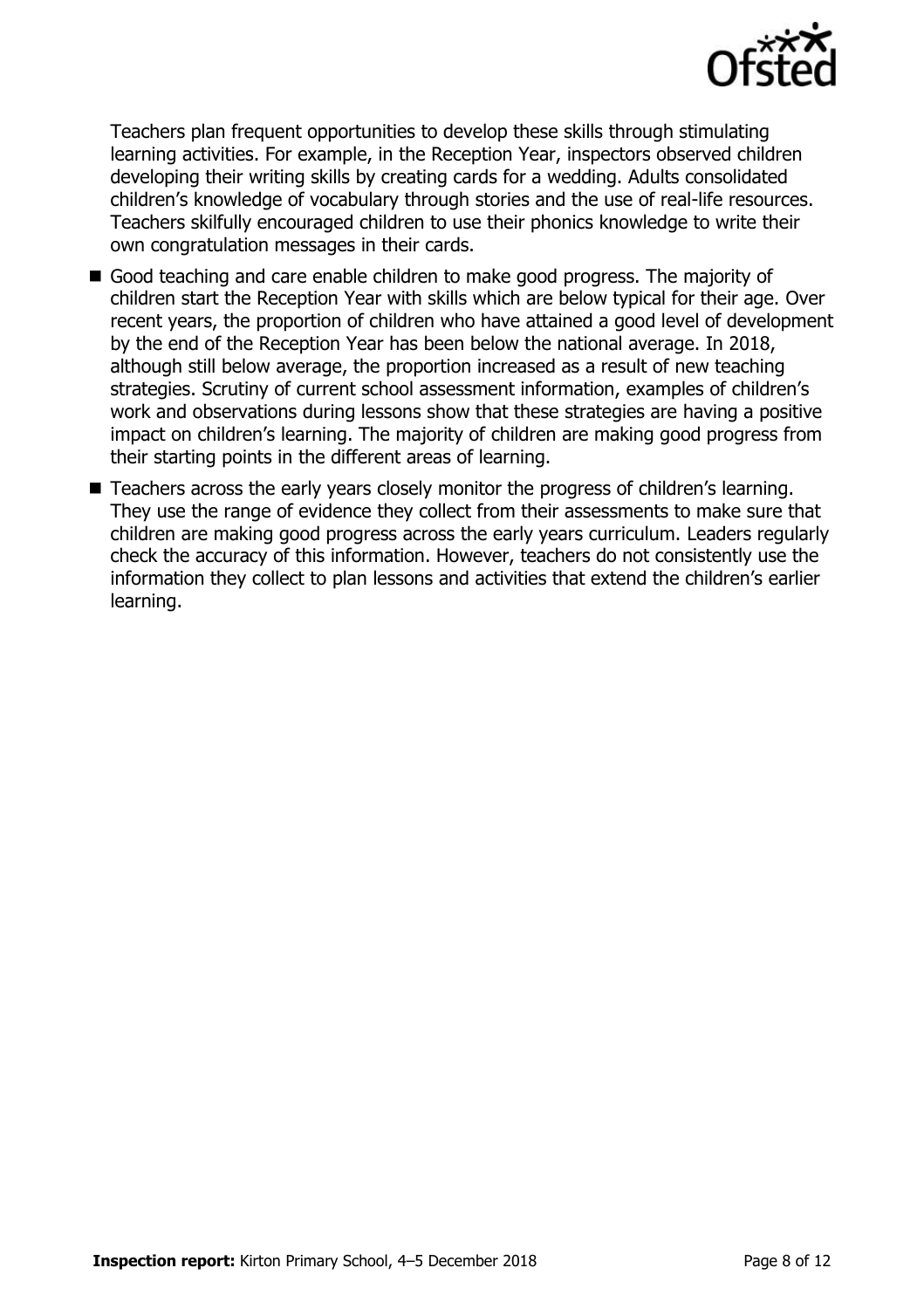Teachers plan frequent opportunities to develop these skills through stimulating learning activities. For example, in the Reception Year, inspectors observed children developing their writing skills by creating cards for a wedding. Adults consolidated children's knowledge of vocabulary through stories and the use of real-life resources. Teachers skilfully encouraged children to use their phonics knowledge to write their own congratulation messages in their cards.

- Good teaching and care enable children to make good progress. The majority of children start the Reception Year with skills which are below typical for their age. Over recent years, the proportion of children who have attained a good level of development by the end of the Reception Year has been below the national average. In 2018, although still below average, the proportion increased as a result of new teaching strategies. Scrutiny of current school assessment information, examples of children's work and observations during lessons show that these strategies are having a positive impact on children's learning. The majority of children are making good progress from their starting points in the different areas of learning.
- Teachers across the early years closely monitor the progress of children's learning. They use the range of evidence they collect from their assessments to make sure that children are making good progress across the early years curriculum. Leaders regularly check the accuracy of this information. However, teachers do not consistently use the information they collect to plan lessons and activities that extend the children's earlier learning.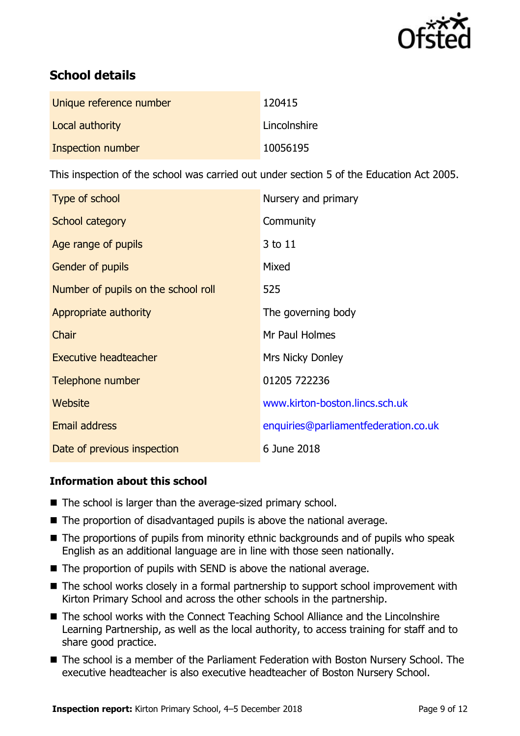## School details

| | |
|---|---|
| Unique reference number | 120415 |
| Local authority | Lincolnshire |
| Inspection number | 10056195 |

This inspection of the school was carried out under section 5 of the Education Act 2005.

| | |
|---|---|
| Type of school | Nursery and primary |
| School category | Community |
| Age range of pupils | 3 to 11 |
| Gender of pupils | Mixed |
| Number of pupils on the school roll | 525 |
| Appropriate authority | The governing body |
| Chair | Mr Paul Holmes |
| Executive headteacher | Mrs Nicky Donley |
| Telephone number | 01205 722236 |
| Website | www.kirton-boston.lincs.sch.uk |
| Email address | enquiries@parliamentfederation.co.uk |
| Date of previous inspection | 6 June 2018 |

### Information about this school

- The school is larger than the average-sized primary school.
- The proportion of disadvantaged pupils is above the national average.
- The proportions of pupils from minority ethnic backgrounds and of pupils who speak English as an additional language are in line with those seen nationally.
- The proportion of pupils with SEND is above the national average.
- The school works closely in a formal partnership to support school improvement with Kirton Primary School and across the other schools in the partnership.
- The school works with the Connect Teaching School Alliance and the Lincolnshire Learning Partnership, as well as the local authority, to access training for staff and to share good practice.
- The school is a member of the Parliament Federation with Boston Nursery School. The executive headteacher is also executive headteacher of Boston Nursery School.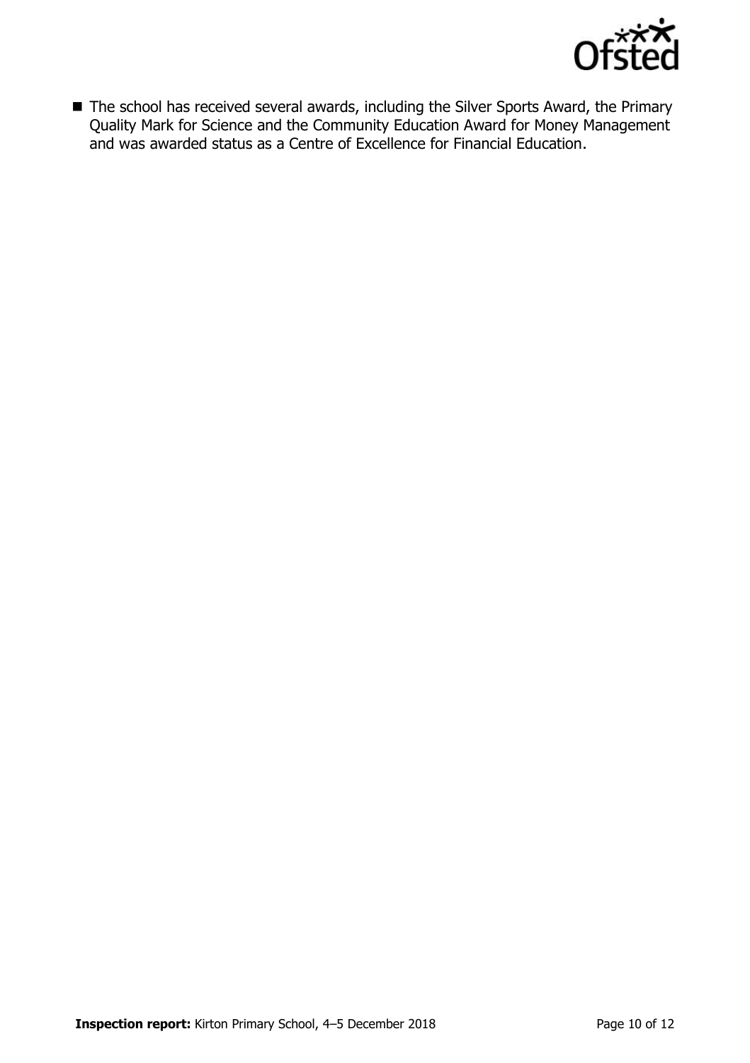- The school has received several awards, including the Silver Sports Award, the Primary Quality Mark for Science and the Community Education Award for Money Management and was awarded status as a Centre of Excellence for Financial Education.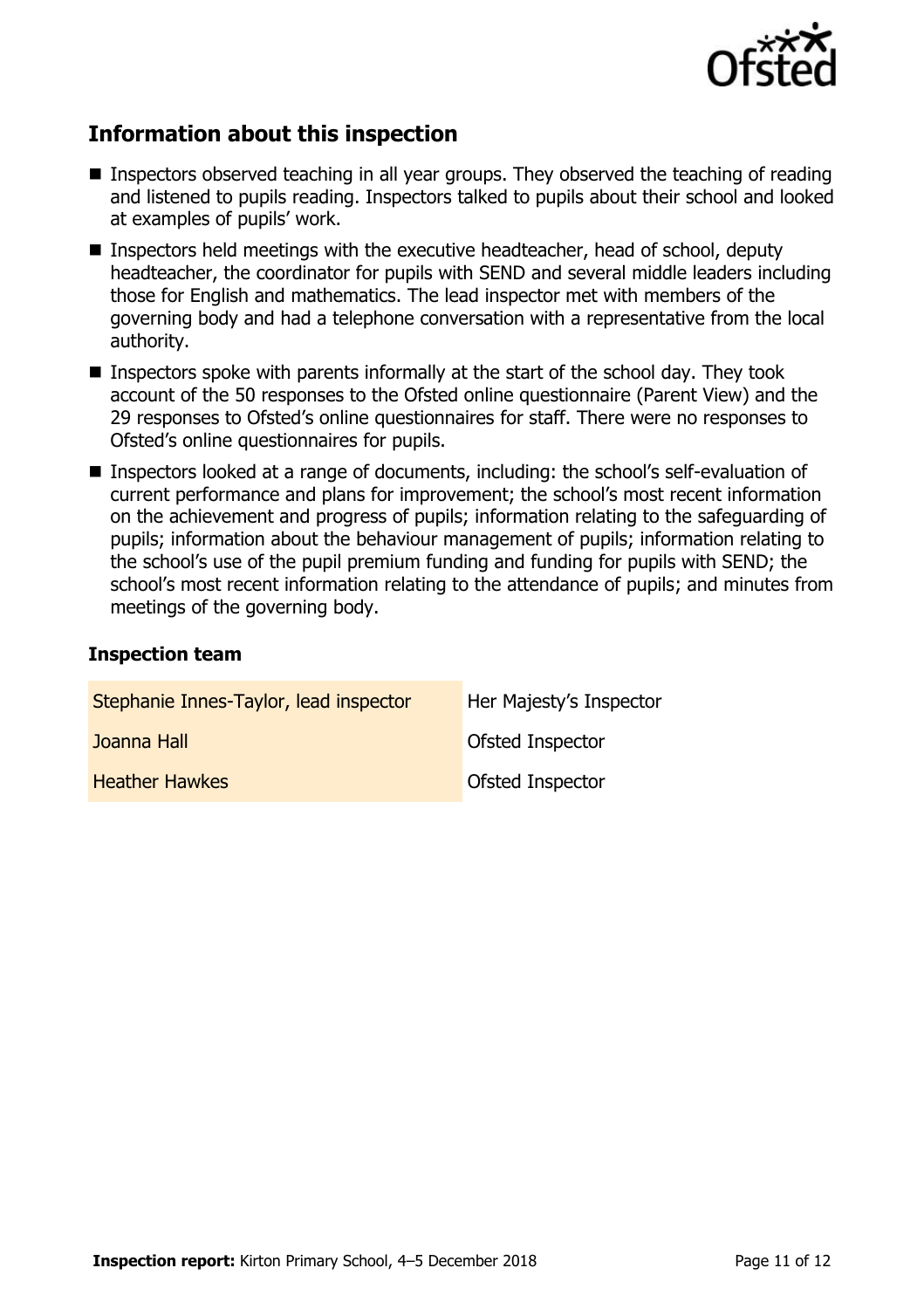## Information about this inspection

- Inspectors observed teaching in all year groups. They observed the teaching of reading and listened to pupils reading. Inspectors talked to pupils about their school and looked at examples of pupils' work.
- Inspectors held meetings with the executive headteacher, head of school, deputy headteacher, the coordinator for pupils with SEND and several middle leaders including those for English and mathematics. The lead inspector met with members of the governing body and had a telephone conversation with a representative from the local authority.
- Inspectors spoke with parents informally at the start of the school day. They took account of the 50 responses to the Ofsted online questionnaire (Parent View) and the 29 responses to Ofsted's online questionnaires for staff. There were no responses to Ofsted's online questionnaires for pupils.
- Inspectors looked at a range of documents, including: the school's self-evaluation of current performance and plans for improvement; the school's most recent information on the achievement and progress of pupils; information relating to the safeguarding of pupils; information about the behaviour management of pupils; information relating to the school's use of the pupil premium funding and funding for pupils with SEND; the school's most recent information relating to the attendance of pupils; and minutes from meetings of the governing body.

### Inspection team

| | |
|---|---|
| Stephanie Innes-Taylor, lead inspector | Her Majesty's Inspector |
| Joanna Hall | Ofsted Inspector |
| Heather Hawkes | Ofsted Inspector |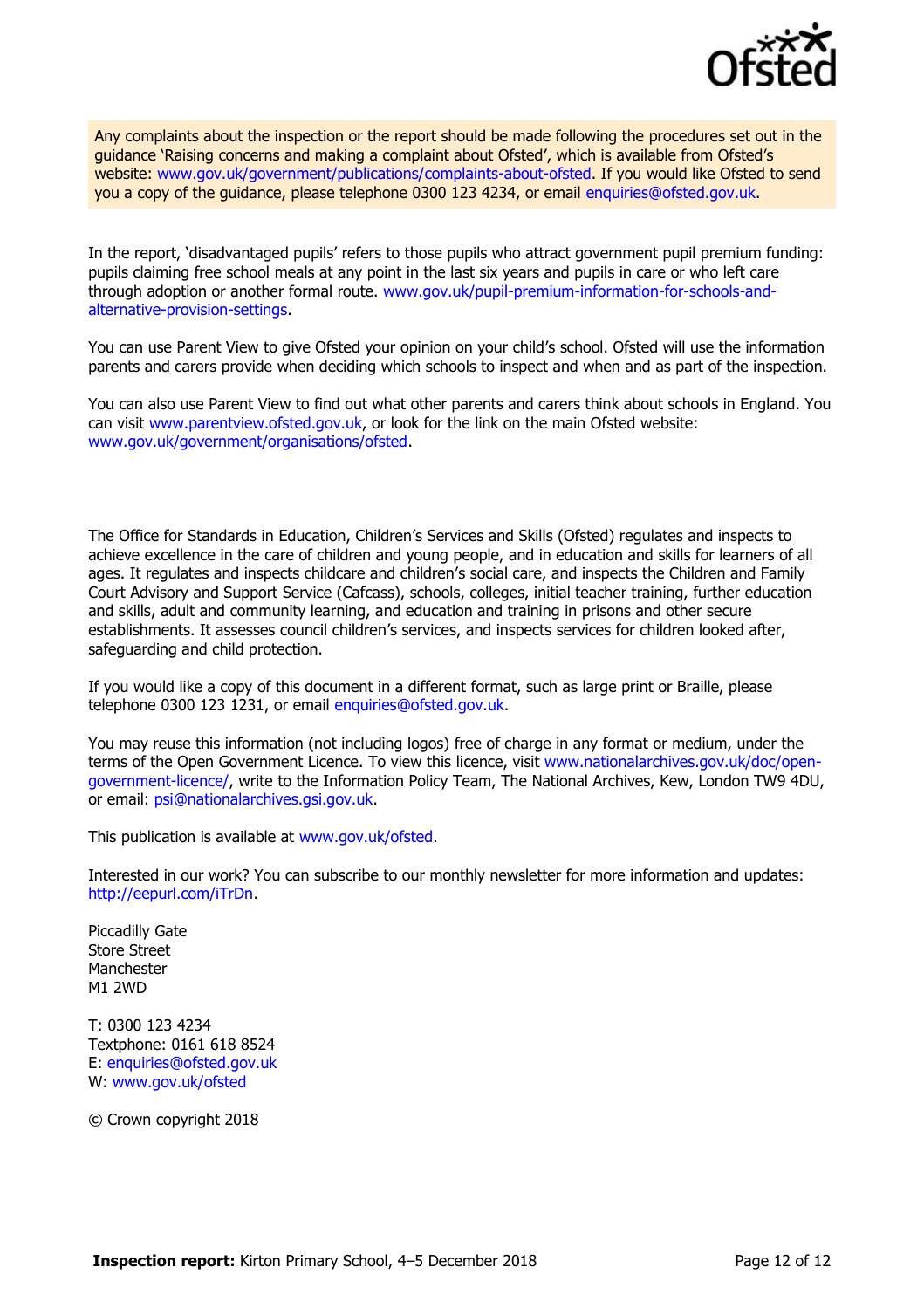Any complaints about the inspection or the report should be made following the procedures set out in the guidance 'Raising concerns and making a complaint about Ofsted', which is available from Ofsted's website: www.gov.uk/government/publications/complaints-about-ofsted. If you would like Ofsted to send you a copy of the guidance, please telephone 0300 123 4234, or email enquiries@ofsted.gov.uk.

In the report, 'disadvantaged pupils' refers to those pupils who attract government pupil premium funding: pupils claiming free school meals at any point in the last six years and pupils in care or who left care through adoption or another formal route. www.gov.uk/pupil-premium-information-for-schools-and-alternative-provision-settings.

You can use Parent View to give Ofsted your opinion on your child's school. Ofsted will use the information parents and carers provide when deciding which schools to inspect and when and as part of the inspection.

You can also use Parent View to find out what other parents and carers think about schools in England. You can visit www.parentview.ofsted.gov.uk, or look for the link on the main Ofsted website: www.gov.uk/government/organisations/ofsted.

The Office for Standards in Education, Children's Services and Skills (Ofsted) regulates and inspects to achieve excellence in the care of children and young people, and in education and skills for learners of all ages. It regulates and inspects childcare and children's social care, and inspects the Children and Family Court Advisory and Support Service (Cafcass), schools, colleges, initial teacher training, further education and skills, adult and community learning, and education and training in prisons and other secure establishments. It assesses council children's services, and inspects services for children looked after, safeguarding and child protection.

If you would like a copy of this document in a different format, such as large print or Braille, please telephone 0300 123 1231, or email enquiries@ofsted.gov.uk.

You may reuse this information (not including logos) free of charge in any format or medium, under the terms of the Open Government Licence. To view this licence, visit www.nationalarchives.gov.uk/doc/open-government-licence/, write to the Information Policy Team, The National Archives, Kew, London TW9 4DU, or email: psi@nationalarchives.gsi.gov.uk.

This publication is available at www.gov.uk/ofsted.

Interested in our work? You can subscribe to our monthly newsletter for more information and updates: http://eepurl.com/iTrDn.

Piccadilly Gate  
Store Street  
Manchester  
M1 2WD

T: 0300 123 4234  
Textphone: 0161 618 8524  
E: enquiries@ofsted.gov.uk  
W: www.gov.uk/ofsted

© Crown copyright 2018